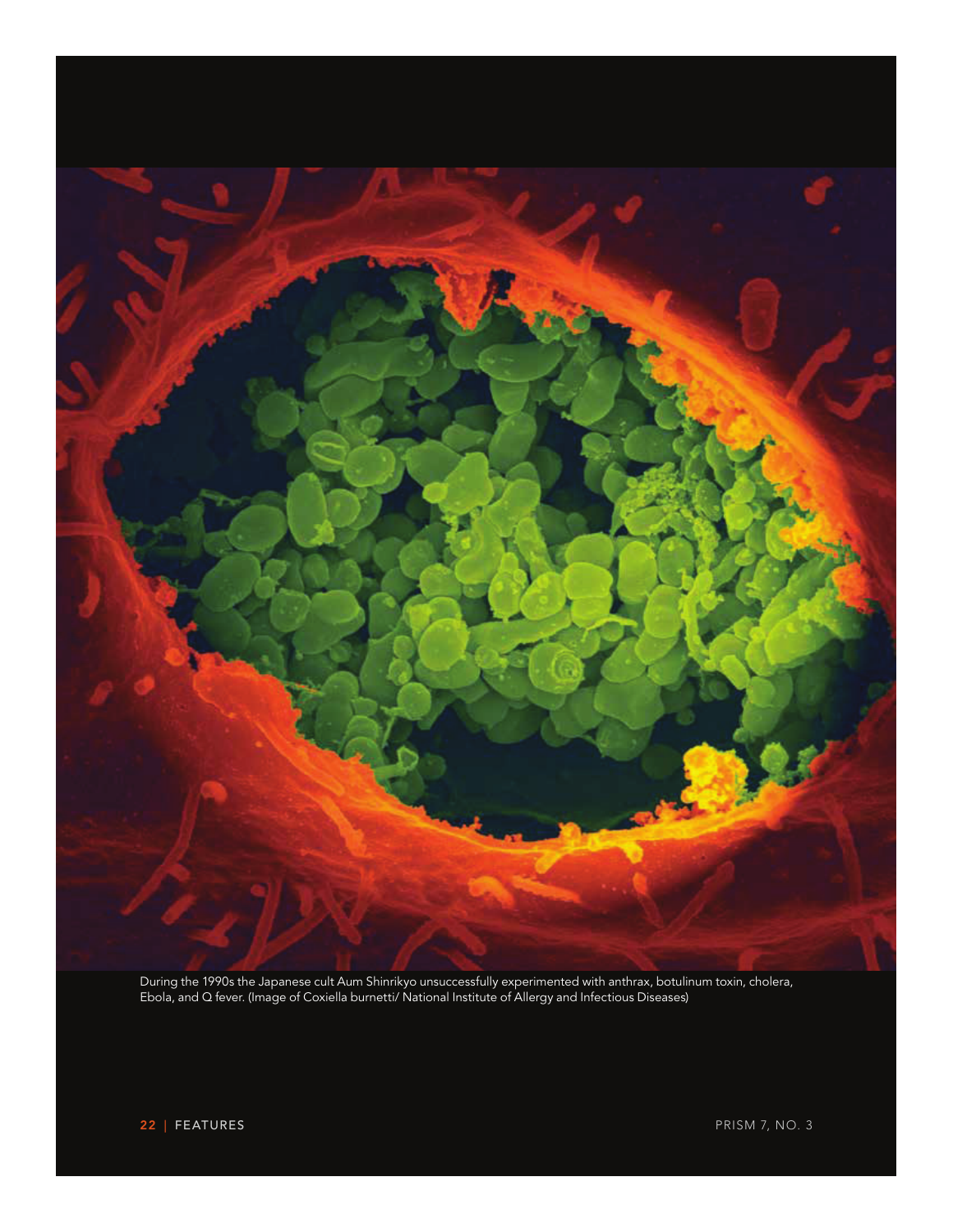During the 1990s the Japanese cult Aum Shinrikyo unsuccessfully experimented with anthrax, botulinum toxin, cholera, Ebola, and Q fever. (Image of Coxiella burnetti/ National Institute of Allergy and Infectious Diseases)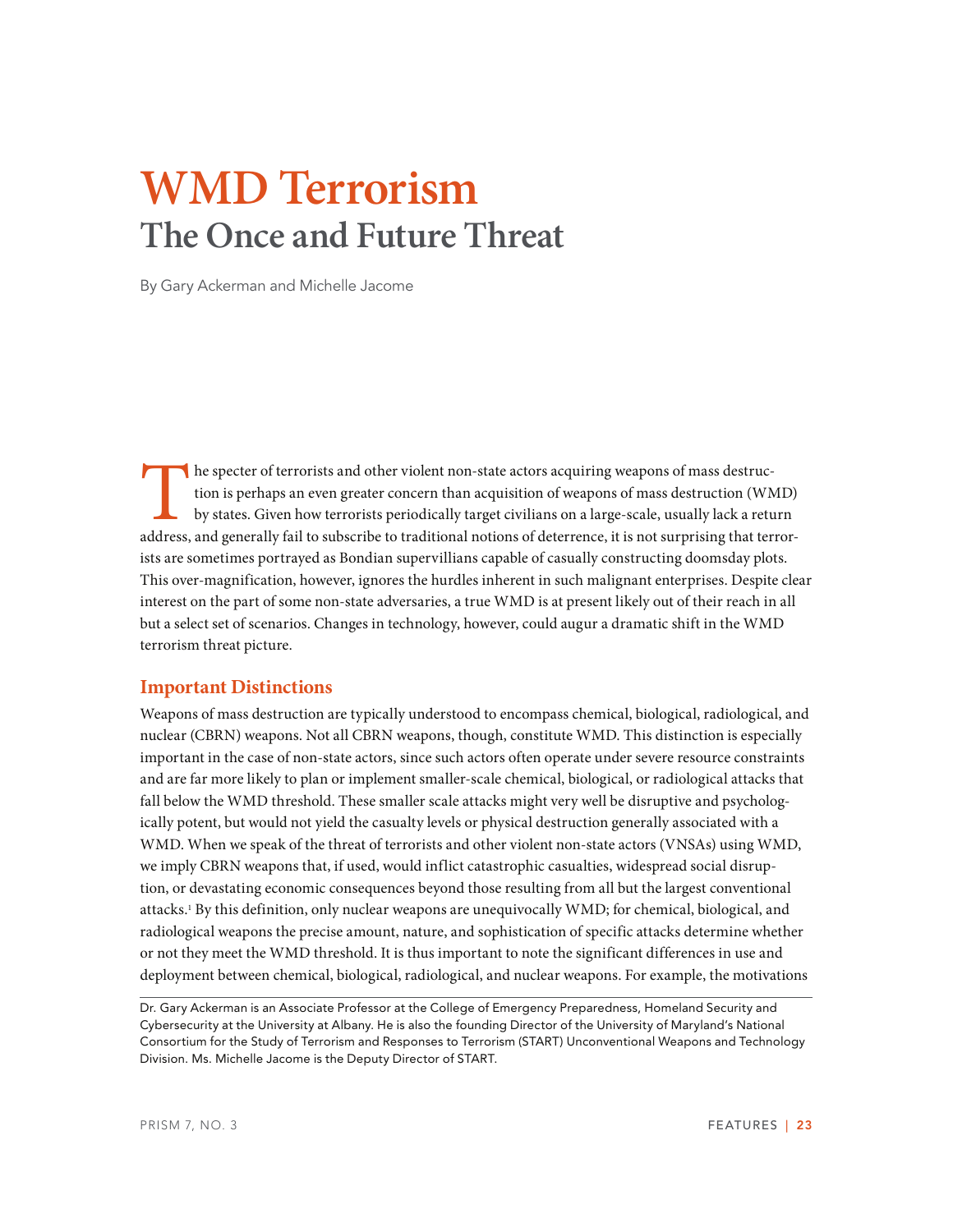# WMD Terrorism

## The Once and Future Threat

By Gary Ackerman and Michelle Jacome

The specter of terrorists and other violent non-state actors acquiring weapons of mass destruction is perhaps an even greater concern than acquisition of weapons of mass destruction (WMD) by states. Given how terrorists periodically target civilians on a large-scale, usually lack a return address, and generally fail to subscribe to traditional notions of deterrence, it is not surprising that terrorists are sometimes portrayed as Bondian supervillians capable of casually constructing doomsday plots. This over-magnification, however, ignores the hurdles inherent in such malignant enterprises. Despite clear interest on the part of some non-state adversaries, a true WMD is at present likely out of their reach in all but a select set of scenarios. Changes in technology, however, could augur a dramatic shift in the WMD terrorism threat picture.

### Important Distinctions

Weapons of mass destruction are typically understood to encompass chemical, biological, radiological, and nuclear (CBRN) weapons. Not all CBRN weapons, though, constitute WMD. This distinction is especially important in the case of non-state actors, since such actors often operate under severe resource constraints and are far more likely to plan or implement smaller-scale chemical, biological, or radiological attacks that fall below the WMD threshold. These smaller scale attacks might very well be disruptive and psychologically potent, but would not yield the casualty levels or physical destruction generally associated with a WMD. When we speak of the threat of terrorists and other violent non-state actors (VNSAs) using WMD, we imply CBRN weapons that, if used, would inflict catastrophic casualties, widespread social disruption, or devastating economic consequences beyond those resulting from all but the largest conventional attacks.[1] By this definition, only nuclear weapons are unequivocally WMD; for chemical, biological, and radiological weapons the precise amount, nature, and sophistication of specific attacks determine whether or not they meet the WMD threshold. It is thus important to note the significant differences in use and deployment between chemical, biological, radiological, and nuclear weapons. For example, the motivations

---

Dr. Gary Ackerman is an Associate Professor at the College of Emergency Preparedness, Homeland Security and Cybersecurity at the University at Albany. He is also the founding Director of the University of Maryland's National Consortium for the Study of Terrorism and Responses to Terrorism (START) Unconventional Weapons and Technology Division. Ms. Michelle Jacome is the Deputy Director of START.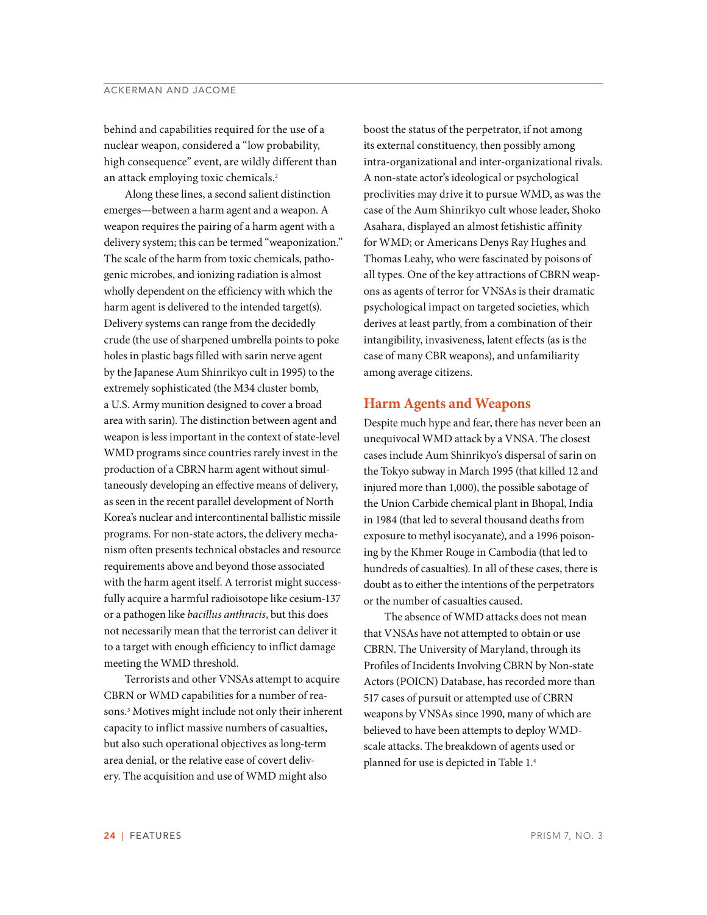behind and capabilities required for the use of a nuclear weapon, considered a "low probability, high consequence" event, are wildly different than an attack employing toxic chemicals.[2]

Along these lines, a second salient distinction emerges—between a harm agent and a weapon. A weapon requires the pairing of a harm agent with a delivery system; this can be termed "weaponization." The scale of the harm from toxic chemicals, pathogenic microbes, and ionizing radiation is almost wholly dependent on the efficiency with which the harm agent is delivered to the intended target(s). Delivery systems can range from the decidedly crude (the use of sharpened umbrella points to poke holes in plastic bags filled with sarin nerve agent by the Japanese Aum Shinrikyo cult in 1995) to the extremely sophisticated (the M34 cluster bomb, a U.S. Army munition designed to cover a broad area with sarin). The distinction between agent and weapon is less important in the context of state-level WMD programs since countries rarely invest in the production of a CBRN harm agent without simultaneously developing an effective means of delivery, as seen in the recent parallel development of North Korea's nuclear and intercontinental ballistic missile programs. For non-state actors, the delivery mechanism often presents technical obstacles and resource requirements above and beyond those associated with the harm agent itself. A terrorist might successfully acquire a harmful radioisotope like cesium-137 or a pathogen like *bacillus anthracis*, but this does not necessarily mean that the terrorist can deliver it to a target with enough efficiency to inflict damage meeting the WMD threshold.

Terrorists and other VNSAs attempt to acquire CBRN or WMD capabilities for a number of reasons.[3] Motives might include not only their inherent capacity to inflict massive numbers of casualties, but also such operational objectives as long-term area denial, or the relative ease of covert delivery. The acquisition and use of WMD might also boost the status of the perpetrator, if not among its external constituency, then possibly among intra-organizational and inter-organizational rivals. A non-state actor's ideological or psychological proclivities may drive it to pursue WMD, as was the case of the Aum Shinrikyo cult whose leader, Shoko Asahara, displayed an almost fetishistic affinity for WMD; or Americans Denys Ray Hughes and Thomas Leahy, who were fascinated by poisons of all types. One of the key attractions of CBRN weapons as agents of terror for VNSAs is their dramatic psychological impact on targeted societies, which derives at least partly, from a combination of their intangibility, invasiveness, latent effects (as is the case of many CBR weapons), and unfamiliarity among average citizens.

## Harm Agents and Weapons

Despite much hype and fear, there has never been an unequivocal WMD attack by a VNSA. The closest cases include Aum Shinrikyo's dispersal of sarin on the Tokyo subway in March 1995 (that killed 12 and injured more than 1,000), the possible sabotage of the Union Carbide chemical plant in Bhopal, India in 1984 (that led to several thousand deaths from exposure to methyl isocyanate), and a 1996 poisoning by the Khmer Rouge in Cambodia (that led to hundreds of casualties). In all of these cases, there is doubt as to either the intentions of the perpetrators or the number of casualties caused.

The absence of WMD attacks does not mean that VNSAs have not attempted to obtain or use CBRN. The University of Maryland, through its Profiles of Incidents Involving CBRN by Non-state Actors (POICN) Database, has recorded more than 517 cases of pursuit or attempted use of CBRN weapons by VNSAs since 1990, many of which are believed to have been attempts to deploy WMD-scale attacks. The breakdown of agents used or planned for use is depicted in Table 1.[4]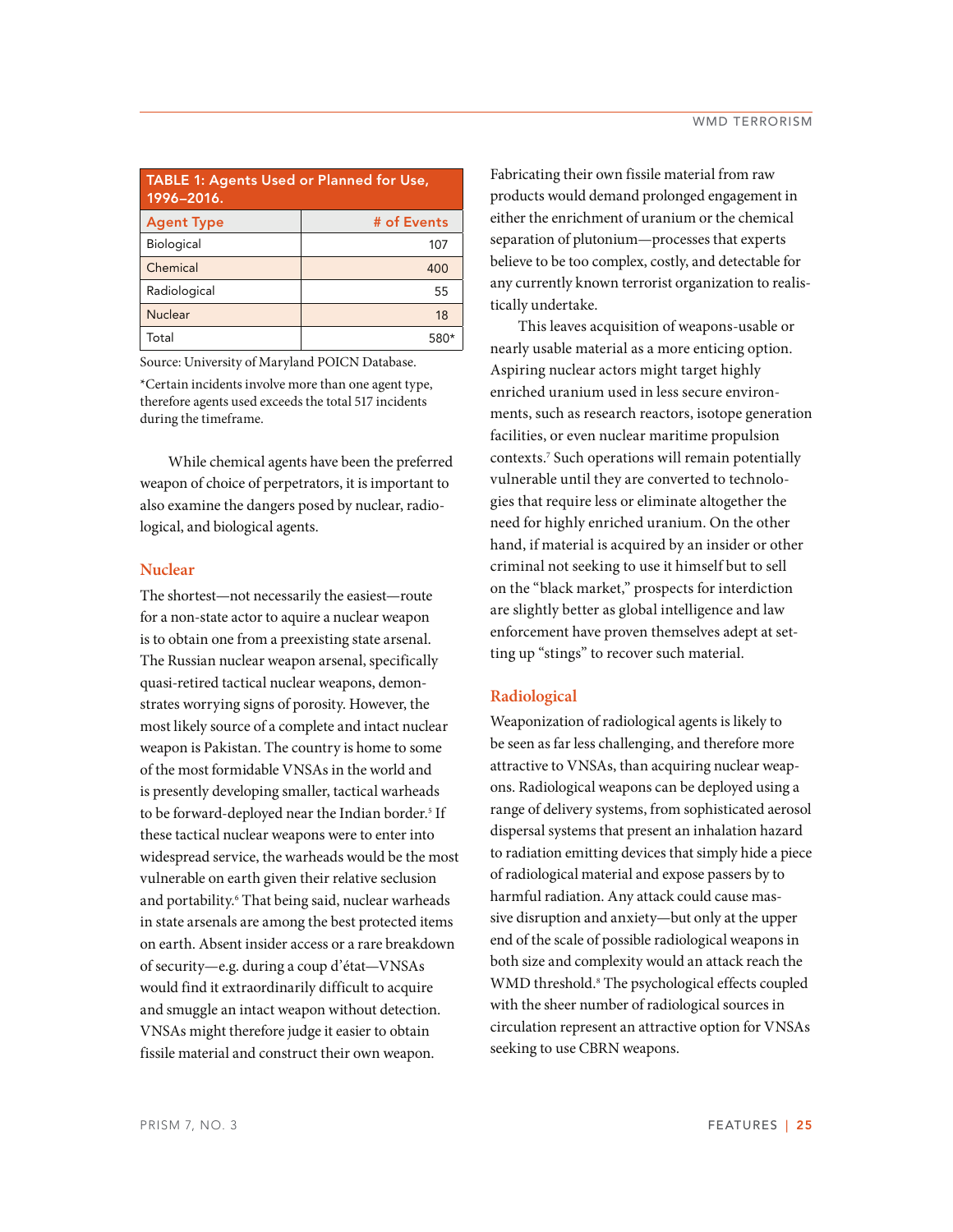**TABLE 1: Agents Used or Planned for Use, 1996–2016.**

| Agent Type | # of Events |
|---|---|
| Biological | 107 |
| Chemical | 400 |
| Radiological | 55 |
| Nuclear | 18 |
| Total | 580* |

Source: University of Maryland POICN Database.

*Certain incidents involve more than one agent type, therefore agents used exceeds the total 517 incidents during the timeframe.

While chemical agents have been the preferred weapon of choice of perpetrators, it is important to also examine the dangers posed by nuclear, radiological, and biological agents.

## Nuclear

The shortest—not necessarily the easiest—route for a non-state actor to aquire a nuclear weapon is to obtain one from a preexisting state arsenal. The Russian nuclear weapon arsenal, specifically quasi-retired tactical nuclear weapons, demonstrates worrying signs of porosity. However, the most likely source of a complete and intact nuclear weapon is Pakistan. The country is home to some of the most formidable VNSAs in the world and is presently developing smaller, tactical warheads to be forward-deployed near the Indian border.[5] If these tactical nuclear weapons were to enter into widespread service, the warheads would be the most vulnerable on earth given their relative seclusion and portability.[6] That being said, nuclear warheads in state arsenals are among the best protected items on earth. Absent insider access or a rare breakdown of security—e.g. during a coup d'état—VNSAs would find it extraordinarily difficult to acquire and smuggle an intact weapon without detection. VNSAs might therefore judge it easier to obtain fissile material and construct their own weapon. Fabricating their own fissile material from raw products would demand prolonged engagement in either the enrichment of uranium or the chemical separation of plutonium—processes that experts believe to be too complex, costly, and detectable for any currently known terrorist organization to realistically undertake.

This leaves acquisition of weapons-usable or nearly usable material as a more enticing option. Aspiring nuclear actors might target highly enriched uranium used in less secure environments, such as research reactors, isotope generation facilities, or even nuclear maritime propulsion contexts.[7] Such operations will remain potentially vulnerable until they are converted to technologies that require less or eliminate altogether the need for highly enriched uranium. On the other hand, if material is acquired by an insider or other criminal not seeking to use it himself but to sell on the "black market," prospects for interdiction are slightly better as global intelligence and law enforcement have proven themselves adept at setting up "stings" to recover such material.

## Radiological

Weaponization of radiological agents is likely to be seen as far less challenging, and therefore more attractive to VNSAs, than acquiring nuclear weapons. Radiological weapons can be deployed using a range of delivery systems, from sophisticated aerosol dispersal systems that present an inhalation hazard to radiation emitting devices that simply hide a piece of radiological material and expose passers by to harmful radiation. Any attack could cause massive disruption and anxiety—but only at the upper end of the scale of possible radiological weapons in both size and complexity would an attack reach the WMD threshold.[8] The psychological effects coupled with the sheer number of radiological sources in circulation represent an attractive option for VNSAs seeking to use CBRN weapons.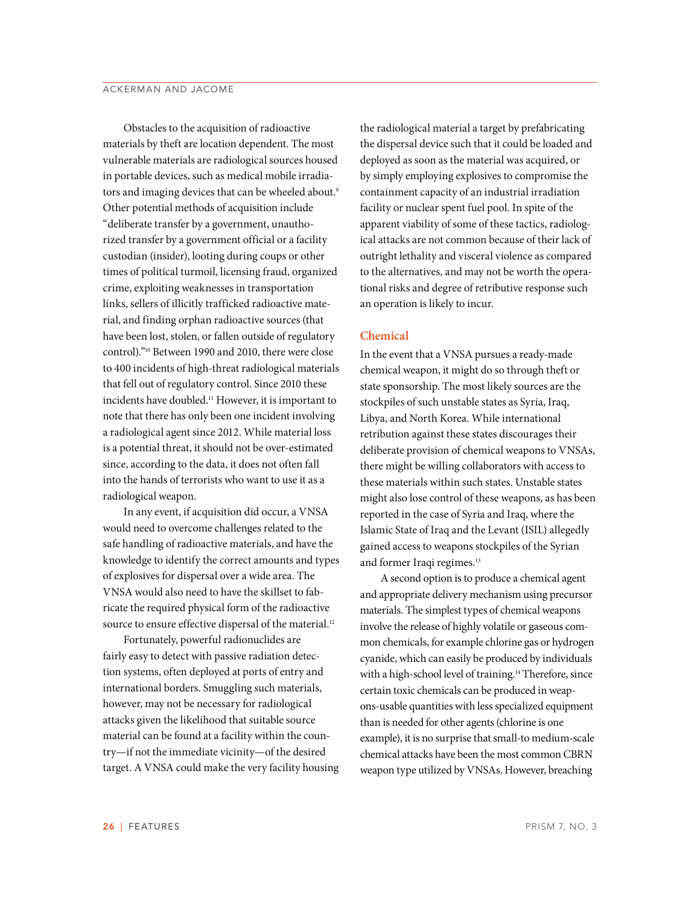Obstacles to the acquisition of radioactive materials by theft are location dependent. The most vulnerable materials are radiological sources housed in portable devices, such as medical mobile irradiators and imaging devices that can be wheeled about.[9] Other potential methods of acquisition include "deliberate transfer by a government, unauthorized transfer by a government official or a facility custodian (insider), looting during coups or other times of political turmoil, licensing fraud, organized crime, exploiting weaknesses in transportation links, sellers of illicitly trafficked radioactive material, and finding orphan radioactive sources (that have been lost, stolen, or fallen outside of regulatory control)."[10] Between 1990 and 2010, there were close to 400 incidents of high-threat radiological materials that fell out of regulatory control. Since 2010 these incidents have doubled.[11] However, it is important to note that there has only been one incident involving a radiological agent since 2012. While material loss is a potential threat, it should not be over-estimated since, according to the data, it does not often fall into the hands of terrorists who want to use it as a radiological weapon.

In any event, if acquisition did occur, a VNSA would need to overcome challenges related to the safe handling of radioactive materials, and have the knowledge to identify the correct amounts and types of explosives for dispersal over a wide area. The VNSA would also need to have the skillset to fabricate the required physical form of the radioactive source to ensure effective dispersal of the material.[12]

Fortunately, powerful radionuclides are fairly easy to detect with passive radiation detection systems, often deployed at ports of entry and international borders. Smuggling such materials, however, may not be necessary for radiological attacks given the likelihood that suitable source material can be found at a facility within the country—if not the immediate vicinity—of the desired target. A VNSA could make the very facility housing the radiological material a target by prefabricating the dispersal device such that it could be loaded and deployed as soon as the material was acquired, or by simply employing explosives to compromise the containment capacity of an industrial irradiation facility or nuclear spent fuel pool. In spite of the apparent viability of some of these tactics, radiological attacks are not common because of their lack of outright lethality and visceral violence as compared to the alternatives, and may not be worth the operational risks and degree of retributive response such an operation is likely to incur.

## Chemical

In the event that a VNSA pursues a ready-made chemical weapon, it might do so through theft or state sponsorship. The most likely sources are the stockpiles of such unstable states as Syria, Iraq, Libya, and North Korea. While international retribution against these states discourages their deliberate provision of chemical weapons to VNSAs, there might be willing collaborators with access to these materials within such states. Unstable states might also lose control of these weapons, as has been reported in the case of Syria and Iraq, where the Islamic State of Iraq and the Levant (ISIL) allegedly gained access to weapons stockpiles of the Syrian and former Iraqi regimes.[13]

A second option is to produce a chemical agent and appropriate delivery mechanism using precursor materials. The simplest types of chemical weapons involve the release of highly volatile or gaseous common chemicals, for example chlorine gas or hydrogen cyanide, which can easily be produced by individuals with a high-school level of training.[14] Therefore, since certain toxic chemicals can be produced in weapons-usable quantities with less specialized equipment than is needed for other agents (chlorine is one example), it is no surprise that small-to medium-scale chemical attacks have been the most common CBRN weapon type utilized by VNSAs. However, breaching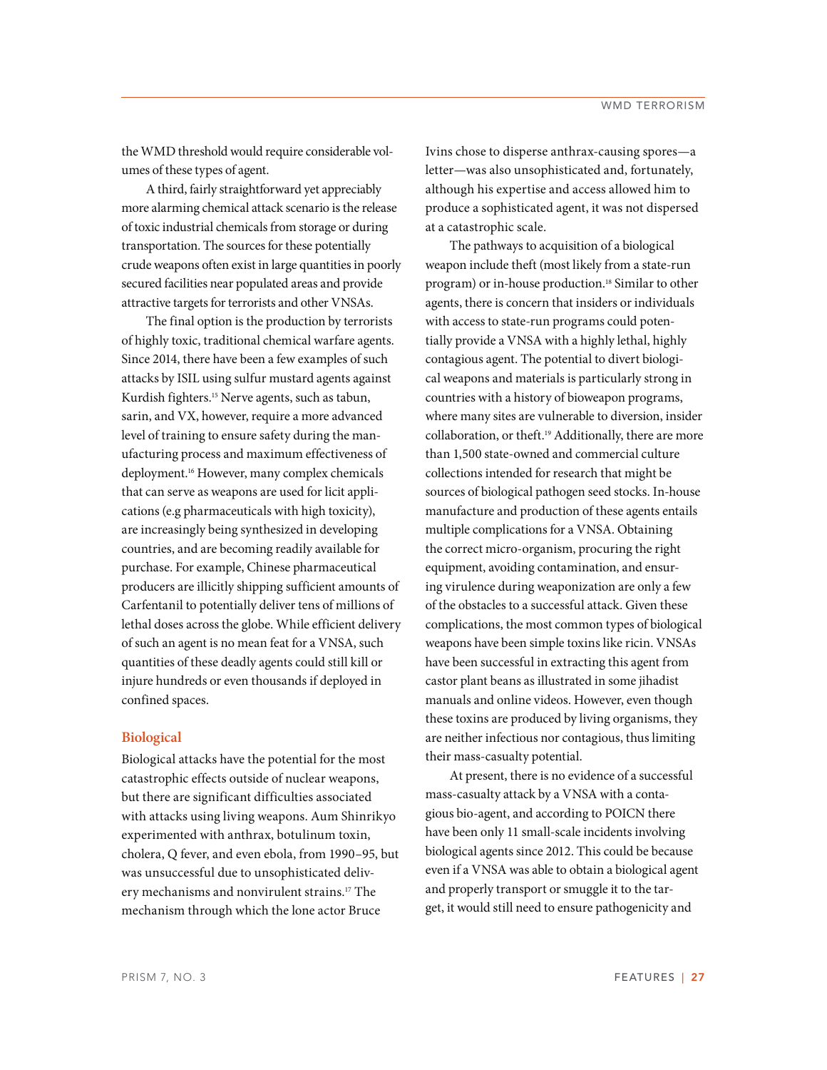the WMD threshold would require considerable volumes of these types of agent.

A third, fairly straightforward yet appreciably more alarming chemical attack scenario is the release of toxic industrial chemicals from storage or during transportation. The sources for these potentially crude weapons often exist in large quantities in poorly secured facilities near populated areas and provide attractive targets for terrorists and other VNSAs.

The final option is the production by terrorists of highly toxic, traditional chemical warfare agents. Since 2014, there have been a few examples of such attacks by ISIL using sulfur mustard agents against Kurdish fighters.[15] Nerve agents, such as tabun, sarin, and VX, however, require a more advanced level of training to ensure safety during the manufacturing process and maximum effectiveness of deployment.[16] However, many complex chemicals that can serve as weapons are used for licit applications (e.g pharmaceuticals with high toxicity), are increasingly being synthesized in developing countries, and are becoming readily available for purchase. For example, Chinese pharmaceutical producers are illicitly shipping sufficient amounts of Carfentanil to potentially deliver tens of millions of lethal doses across the globe. While efficient delivery of such an agent is no mean feat for a VNSA, such quantities of these deadly agents could still kill or injure hundreds or even thousands if deployed in confined spaces.

## Biological

Biological attacks have the potential for the most catastrophic effects outside of nuclear weapons, but there are significant difficulties associated with attacks using living weapons. Aum Shinrikyo experimented with anthrax, botulinum toxin, cholera, Q fever, and even ebola, from 1990–95, but was unsuccessful due to unsophisticated delivery mechanisms and nonvirulent strains.[17] The mechanism through which the lone actor Bruce Ivins chose to disperse anthrax-causing spores—a letter—was also unsophisticated and, fortunately, although his expertise and access allowed him to produce a sophisticated agent, it was not dispersed at a catastrophic scale.

The pathways to acquisition of a biological weapon include theft (most likely from a state-run program) or in-house production.[18] Similar to other agents, there is concern that insiders or individuals with access to state-run programs could potentially provide a VNSA with a highly lethal, highly contagious agent. The potential to divert biological weapons and materials is particularly strong in countries with a history of bioweapon programs, where many sites are vulnerable to diversion, insider collaboration, or theft.[19] Additionally, there are more than 1,500 state-owned and commercial culture collections intended for research that might be sources of biological pathogen seed stocks. In-house manufacture and production of these agents entails multiple complications for a VNSA. Obtaining the correct micro-organism, procuring the right equipment, avoiding contamination, and ensuring virulence during weaponization are only a few of the obstacles to a successful attack. Given these complications, the most common types of biological weapons have been simple toxins like ricin. VNSAs have been successful in extracting this agent from castor plant beans as illustrated in some jihadist manuals and online videos. However, even though these toxins are produced by living organisms, they are neither infectious nor contagious, thus limiting their mass-casualty potential.

At present, there is no evidence of a successful mass-casualty attack by a VNSA with a contagious bio-agent, and according to POICN there have been only 11 small-scale incidents involving biological agents since 2012. This could be because even if a VNSA was able to obtain a biological agent and properly transport or smuggle it to the target, it would still need to ensure pathogenicity and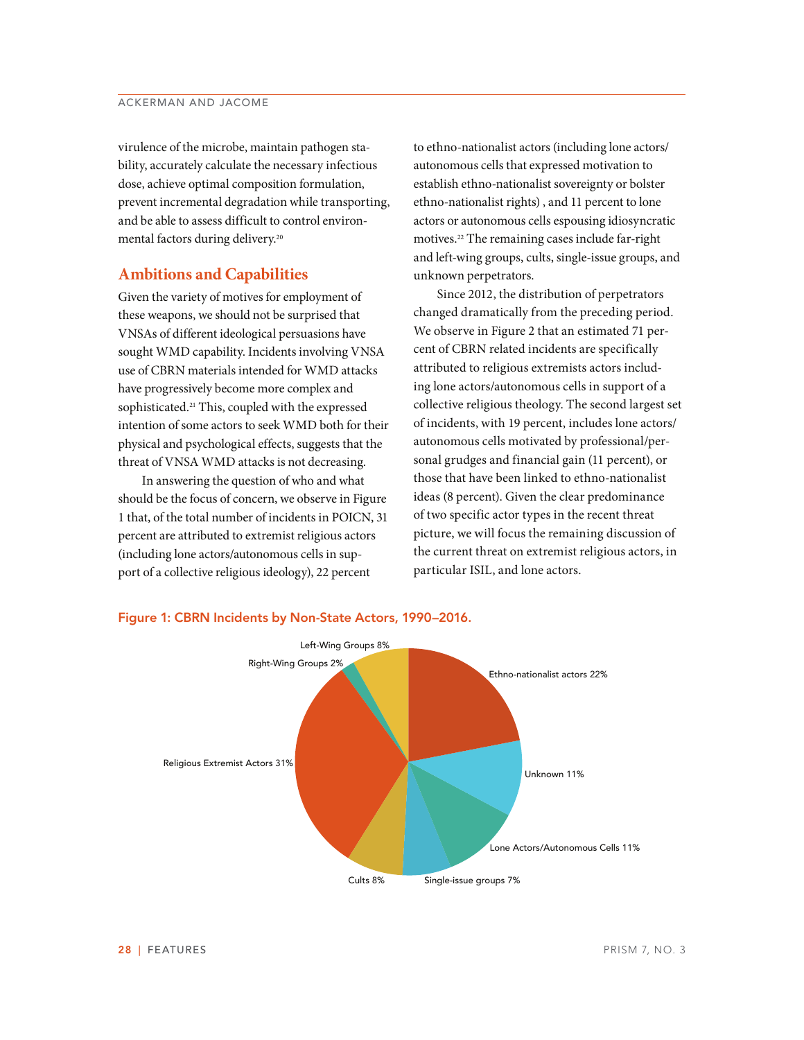virulence of the microbe, maintain pathogen stability, accurately calculate the necessary infectious dose, achieve optimal composition formulation, prevent incremental degradation while transporting, and be able to assess difficult to control environmental factors during delivery.[20]

## Ambitions and Capabilities

Given the variety of motives for employment of these weapons, we should not be surprised that VNSAs of different ideological persuasions have sought WMD capability. Incidents involving VNSA use of CBRN materials intended for WMD attacks have progressively become more complex and sophisticated.[21] This, coupled with the expressed intention of some actors to seek WMD both for their physical and psychological effects, suggests that the threat of VNSA WMD attacks is not decreasing.

In answering the question of who and what should be the focus of concern, we observe in Figure 1 that, of the total number of incidents in POICN, 31 percent are attributed to extremist religious actors (including lone actors/autonomous cells in support of a collective religious ideology), 22 percent to ethno-nationalist actors (including lone actors/autonomous cells that expressed motivation to establish ethno-nationalist sovereignty or bolster ethno-nationalist rights) , and 11 percent to lone actors or autonomous cells espousing idiosyncratic motives.[22] The remaining cases include far-right and left-wing groups, cults, single-issue groups, and unknown perpetrators.

Since 2012, the distribution of perpetrators changed dramatically from the preceding period. We observe in Figure 2 that an estimated 71 percent of CBRN related incidents are specifically attributed to religious extremists actors including lone actors/autonomous cells in support of a collective religious theology. The second largest set of incidents, with 19 percent, includes lone actors/autonomous cells motivated by professional/personal grudges and financial gain (11 percent), or those that have been linked to ethno-nationalist ideas (8 percent). Given the clear predominance of two specific actor types in the recent threat picture, we will focus the remaining discussion of the current threat on extremist religious actors, in particular ISIL, and lone actors.

**Figure 1: CBRN Incidents by Non-State Actors, 1990–2016.**

| Category | Percent |
|---|---|
| Religious Extremist Actors | 31% |
| Ethno-nationalist actors | 22% |
| Unknown | 11% |
| Lone Actors/Autonomous Cells | 11% |
| Left-Wing Groups | 8% |
| Cults | 8% |
| Single-issue groups | 7% |
| Right-Wing Groups | 2% |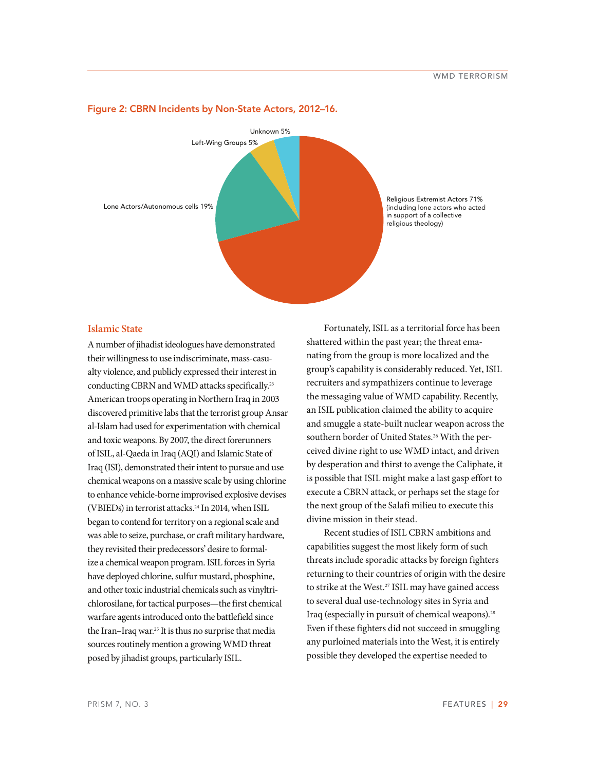**Figure 2: CBRN Incidents by Non-State Actors, 2012–16.**

Unknown 5%

Left-Wing Groups 5%

Lone Actors/Autonomous cells 19%

Religious Extremist Actors 71% (including lone actors who acted in support of a collective religious theology)

## Islamic State

A number of jihadist ideologues have demonstrated their willingness to use indiscriminate, mass-casualty violence, and publicly expressed their interest in conducting CBRN and WMD attacks specifically.[23] American troops operating in Northern Iraq in 2003 discovered primitive labs that the terrorist group Ansar al-Islam had used for experimentation with chemical and toxic weapons. By 2007, the direct forerunners of ISIL, al-Qaeda in Iraq (AQI) and Islamic State of Iraq (ISI), demonstrated their intent to pursue and use chemical weapons on a massive scale by using chlorine to enhance vehicle-borne improvised explosive devises (VBIEDs) in terrorist attacks.[24] In 2014, when ISIL began to contend for territory on a regional scale and was able to seize, purchase, or craft military hardware, they revisited their predecessors' desire to formalize a chemical weapon program. ISIL forces in Syria have deployed chlorine, sulfur mustard, phosphine, and other toxic industrial chemicals such as vinyltrichlorosilane, for tactical purposes—the first chemical warfare agents introduced onto the battlefield since the Iran–Iraq war.[25] It is thus no surprise that media sources routinely mention a growing WMD threat posed by jihadist groups, particularly ISIL.

Fortunately, ISIL as a territorial force has been shattered within the past year; the threat emanating from the group is more localized and the group's capability is considerably reduced. Yet, ISIL recruiters and sympathizers continue to leverage the messaging value of WMD capability. Recently, an ISIL publication claimed the ability to acquire and smuggle a state-built nuclear weapon across the southern border of United States.[26] With the perceived divine right to use WMD intact, and driven by desperation and thirst to avenge the Caliphate, it is possible that ISIL might make a last gasp effort to execute a CBRN attack, or perhaps set the stage for the next group of the Salafi milieu to execute this divine mission in their stead.

Recent studies of ISIL CBRN ambitions and capabilities suggest the most likely form of such threats include sporadic attacks by foreign fighters returning to their countries of origin with the desire to strike at the West.[27] ISIL may have gained access to several dual use-technology sites in Syria and Iraq (especially in pursuit of chemical weapons).[28] Even if these fighters did not succeed in smuggling any purloined materials into the West, it is entirely possible they developed the expertise needed to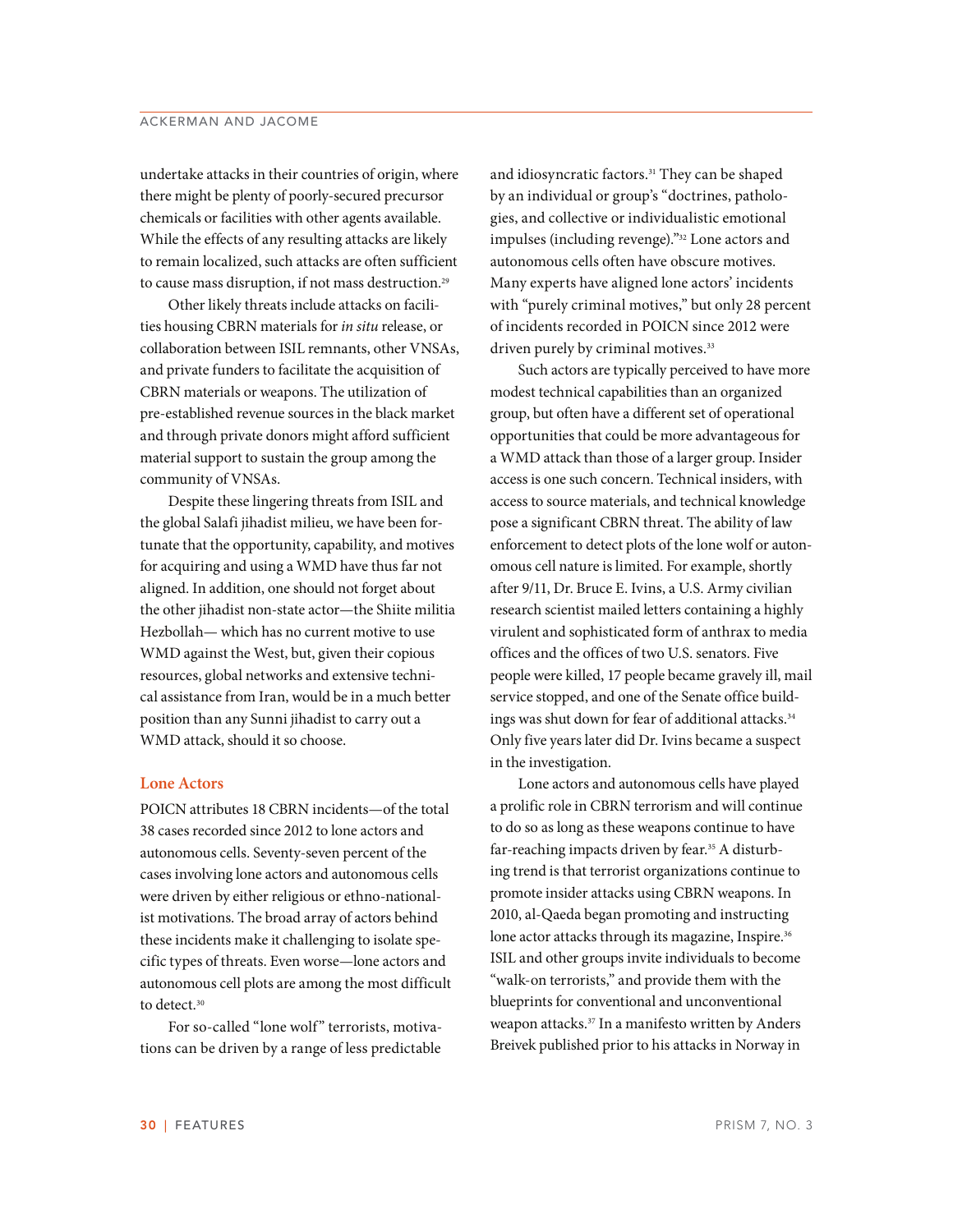undertake attacks in their countries of origin, where there might be plenty of poorly-secured precursor chemicals or facilities with other agents available. While the effects of any resulting attacks are likely to remain localized, such attacks are often sufficient to cause mass disruption, if not mass destruction.[29]

Other likely threats include attacks on facilities housing CBRN materials for *in situ* release, or collaboration between ISIL remnants, other VNSAs, and private funders to facilitate the acquisition of CBRN materials or weapons. The utilization of pre-established revenue sources in the black market and through private donors might afford sufficient material support to sustain the group among the community of VNSAs.

Despite these lingering threats from ISIL and the global Salafi jihadist milieu, we have been fortunate that the opportunity, capability, and motives for acquiring and using a WMD have thus far not aligned. In addition, one should not forget about the other jihadist non-state actor—the Shiite militia Hezbollah— which has no current motive to use WMD against the West, but, given their copious resources, global networks and extensive technical assistance from Iran, would be in a much better position than any Sunni jihadist to carry out a WMD attack, should it so choose.

## Lone Actors

POICN attributes 18 CBRN incidents—of the total 38 cases recorded since 2012 to lone actors and autonomous cells. Seventy-seven percent of the cases involving lone actors and autonomous cells were driven by either religious or ethno-nationalist motivations. The broad array of actors behind these incidents make it challenging to isolate specific types of threats. Even worse—lone actors and autonomous cell plots are among the most difficult to detect.[30]

For so-called "lone wolf" terrorists, motivations can be driven by a range of less predictable and idiosyncratic factors.[31] They can be shaped by an individual or group's "doctrines, pathologies, and collective or individualistic emotional impulses (including revenge)."[32] Lone actors and autonomous cells often have obscure motives. Many experts have aligned lone actors' incidents with "purely criminal motives," but only 28 percent of incidents recorded in POICN since 2012 were driven purely by criminal motives.[33]

Such actors are typically perceived to have more modest technical capabilities than an organized group, but often have a different set of operational opportunities that could be more advantageous for a WMD attack than those of a larger group. Insider access is one such concern. Technical insiders, with access to source materials, and technical knowledge pose a significant CBRN threat. The ability of law enforcement to detect plots of the lone wolf or autonomous cell nature is limited. For example, shortly after 9/11, Dr. Bruce E. Ivins, a U.S. Army civilian research scientist mailed letters containing a highly virulent and sophisticated form of anthrax to media offices and the offices of two U.S. senators. Five people were killed, 17 people became gravely ill, mail service stopped, and one of the Senate office buildings was shut down for fear of additional attacks.[34] Only five years later did Dr. Ivins became a suspect in the investigation.

Lone actors and autonomous cells have played a prolific role in CBRN terrorism and will continue to do so as long as these weapons continue to have far-reaching impacts driven by fear.[35] A disturbing trend is that terrorist organizations continue to promote insider attacks using CBRN weapons. In 2010, al-Qaeda began promoting and instructing lone actor attacks through its magazine, Inspire.[36] ISIL and other groups invite individuals to become "walk-on terrorists," and provide them with the blueprints for conventional and unconventional weapon attacks.[37] In a manifesto written by Anders Breivek published prior to his attacks in Norway in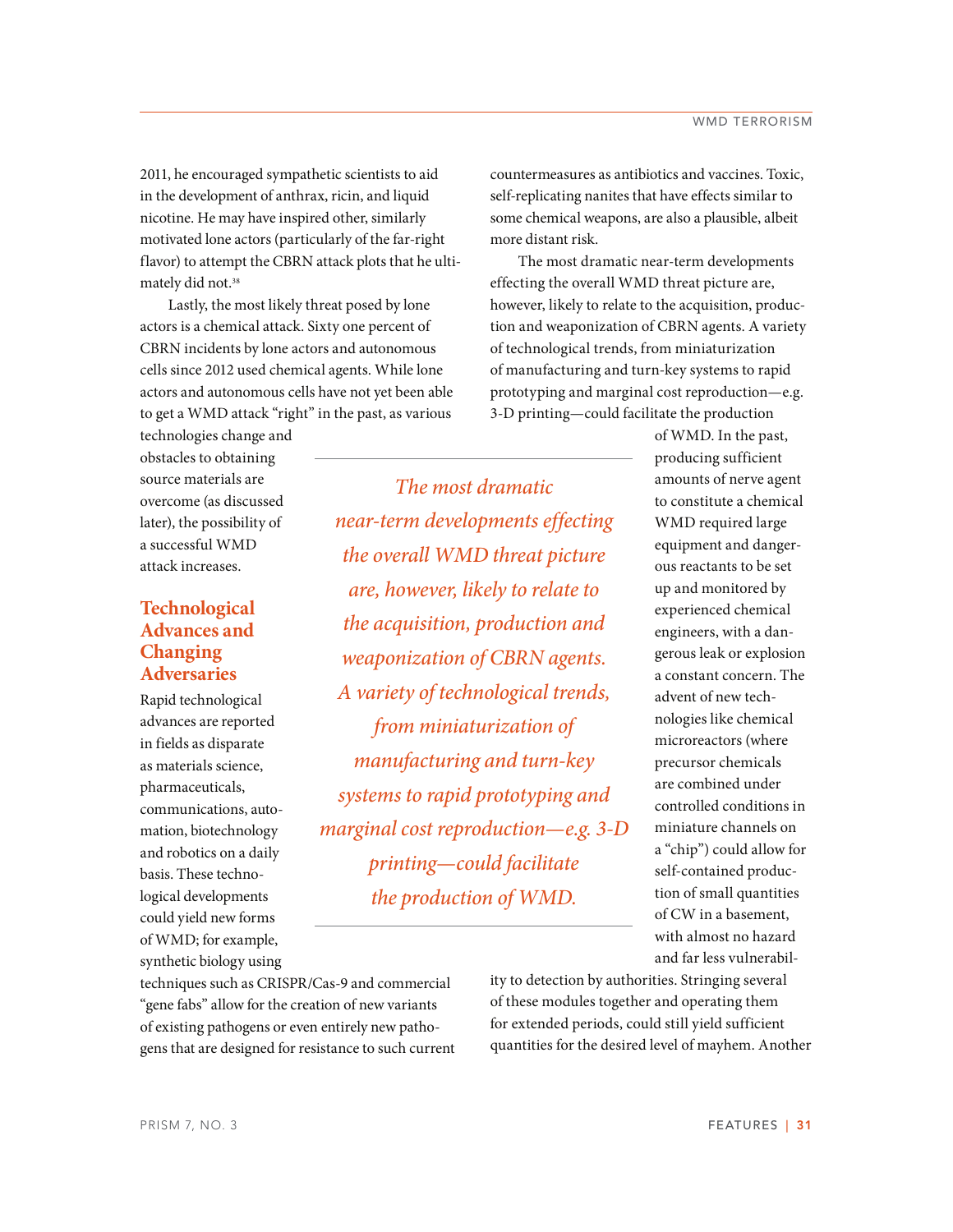2011, he encouraged sympathetic scientists to aid in the development of anthrax, ricin, and liquid nicotine. He may have inspired other, similarly motivated lone actors (particularly of the far-right flavor) to attempt the CBRN attack plots that he ultimately did not.[38]

Lastly, the most likely threat posed by lone actors is a chemical attack. Sixty one percent of CBRN incidents by lone actors and autonomous cells since 2012 used chemical agents. While lone actors and autonomous cells have not yet been able to get a WMD attack "right" in the past, as various technologies change and obstacles to obtaining source materials are overcome (as discussed later), the possibility of a successful WMD attack increases.

## Technological Advances and Changing Adversaries

Rapid technological advances are reported in fields as disparate as materials science, pharmaceuticals, communications, automation, biotechnology and robotics on a daily basis. These technological developments could yield new forms of WMD; for example, synthetic biology using techniques such as CRISPR/Cas-9 and commercial "gene fabs" allow for the creation of new variants of existing pathogens or even entirely new pathogens that are designed for resistance to such current countermeasures as antibiotics and vaccines. Toxic, self-replicating nanites that have effects similar to some chemical weapons, are also a plausible, albeit more distant risk.

The most dramatic near-term developments effecting the overall WMD threat picture are, however, likely to relate to the acquisition, production and weaponization of CBRN agents. A variety of technological trends, from miniaturization of manufacturing and turn-key systems to rapid prototyping and marginal cost reproduction—e.g. 3-D printing—could facilitate the production of WMD. In the past, producing sufficient amounts of nerve agent to constitute a chemical WMD required large equipment and dangerous reactants to be set up and monitored by experienced chemical engineers, with a dangerous leak or explosion a constant concern. The advent of new technologies like chemical microreactors (where precursor chemicals are combined under controlled conditions in miniature channels on a "chip") could allow for self-contained production of small quantities of CW in a basement, with almost no hazard and far less vulnerability to detection by authorities. Stringing several of these modules together and operating them for extended periods, could still yield sufficient quantities for the desired level of mayhem. Another

> *The most dramatic near-term developments effecting the overall WMD threat picture are, however, likely to relate to the acquisition, production and weaponization of CBRN agents. A variety of technological trends, from miniaturization of manufacturing and turn-key systems to rapid prototyping and marginal cost reproduction—e.g. 3-D printing—could facilitate the production of WMD.*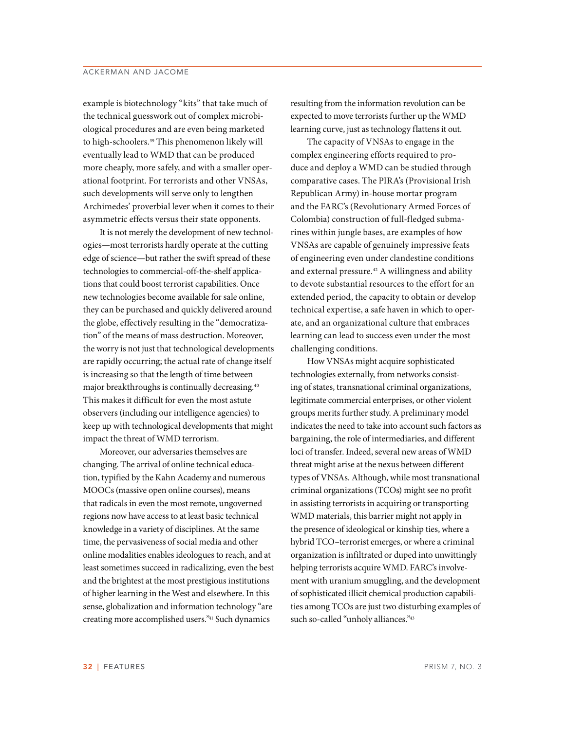example is biotechnology "kits" that take much of the technical guesswork out of complex microbiological procedures and are even being marketed to high-schoolers.[39] This phenomenon likely will eventually lead to WMD that can be produced more cheaply, more safely, and with a smaller operational footprint. For terrorists and other VNSAs, such developments will serve only to lengthen Archimedes' proverbial lever when it comes to their asymmetric effects versus their state opponents.

It is not merely the development of new technologies—most terrorists hardly operate at the cutting edge of science—but rather the swift spread of these technologies to commercial-off-the-shelf applications that could boost terrorist capabilities. Once new technologies become available for sale online, they can be purchased and quickly delivered around the globe, effectively resulting in the "democratization" of the means of mass destruction. Moreover, the worry is not just that technological developments are rapidly occurring; the actual rate of change itself is increasing so that the length of time between major breakthroughs is continually decreasing.[40] This makes it difficult for even the most astute observers (including our intelligence agencies) to keep up with technological developments that might impact the threat of WMD terrorism.

Moreover, our adversaries themselves are changing. The arrival of online technical education, typified by the Kahn Academy and numerous MOOCs (massive open online courses), means that radicals in even the most remote, ungoverned regions now have access to at least basic technical knowledge in a variety of disciplines. At the same time, the pervasiveness of social media and other online modalities enables ideologues to reach, and at least sometimes succeed in radicalizing, even the best and the brightest at the most prestigious institutions of higher learning in the West and elsewhere. In this sense, globalization and information technology "are creating more accomplished users."[41] Such dynamics resulting from the information revolution can be expected to move terrorists further up the WMD learning curve, just as technology flattens it out.

The capacity of VNSAs to engage in the complex engineering efforts required to produce and deploy a WMD can be studied through comparative cases. The PIRA's (Provisional Irish Republican Army) in-house mortar program and the FARC's (Revolutionary Armed Forces of Colombia) construction of full-fledged submarines within jungle bases, are examples of how VNSAs are capable of genuinely impressive feats of engineering even under clandestine conditions and external pressure.[42] A willingness and ability to devote substantial resources to the effort for an extended period, the capacity to obtain or develop technical expertise, a safe haven in which to operate, and an organizational culture that embraces learning can lead to success even under the most challenging conditions.

How VNSAs might acquire sophisticated technologies externally, from networks consisting of states, transnational criminal organizations, legitimate commercial enterprises, or other violent groups merits further study. A preliminary model indicates the need to take into account such factors as bargaining, the role of intermediaries, and different loci of transfer. Indeed, several new areas of WMD threat might arise at the nexus between different types of VNSAs. Although, while most transnational criminal organizations (TCOs) might see no profit in assisting terrorists in acquiring or transporting WMD materials, this barrier might not apply in the presence of ideological or kinship ties, where a hybrid TCO–terrorist emerges, or where a criminal organization is infiltrated or duped into unwittingly helping terrorists acquire WMD. FARC's involvement with uranium smuggling, and the development of sophisticated illicit chemical production capabilities among TCOs are just two disturbing examples of such so-called "unholy alliances."[43]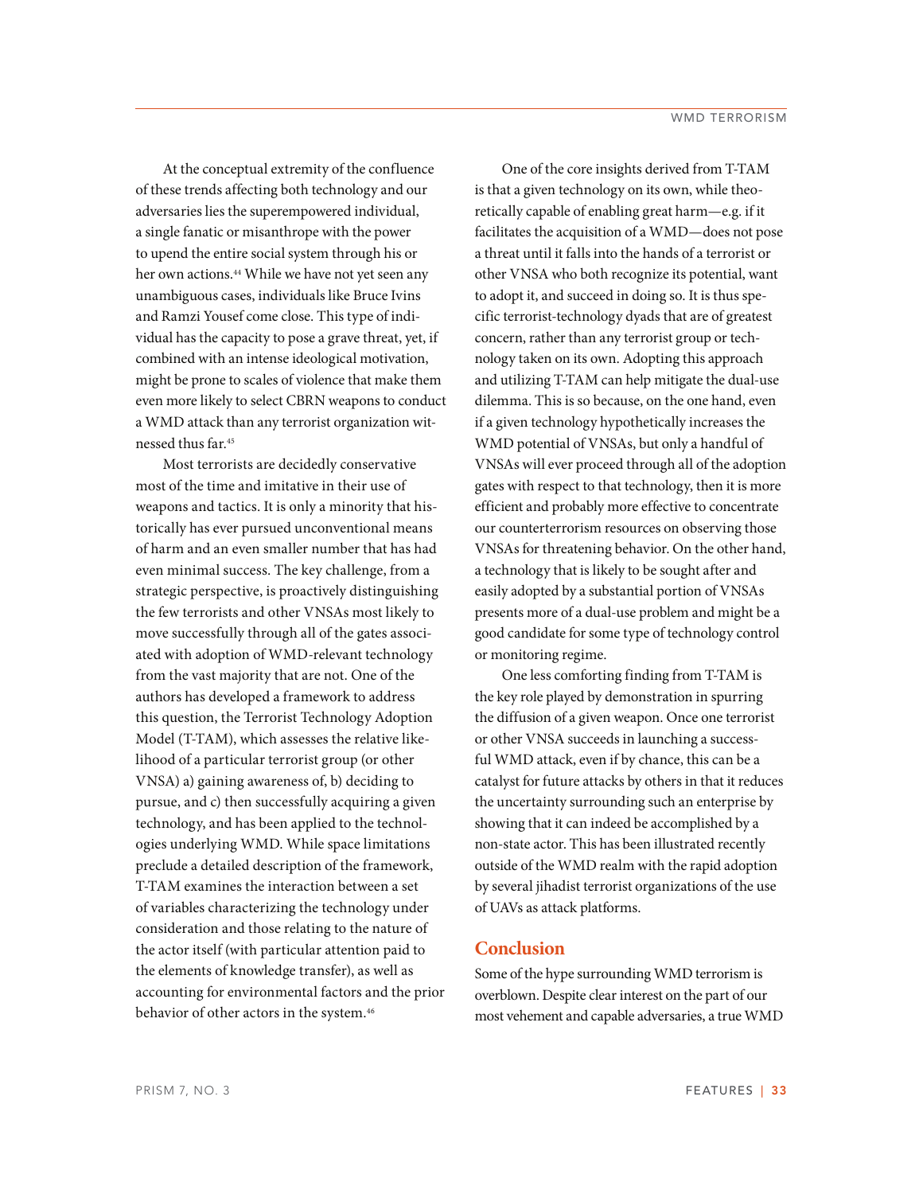At the conceptual extremity of the confluence of these trends affecting both technology and our adversaries lies the superempowered individual, a single fanatic or misanthrope with the power to upend the entire social system through his or her own actions.[44] While we have not yet seen any unambiguous cases, individuals like Bruce Ivins and Ramzi Yousef come close. This type of individual has the capacity to pose a grave threat, yet, if combined with an intense ideological motivation, might be prone to scales of violence that make them even more likely to select CBRN weapons to conduct a WMD attack than any terrorist organization witnessed thus far.[45]

Most terrorists are decidedly conservative most of the time and imitative in their use of weapons and tactics. It is only a minority that historically has ever pursued unconventional means of harm and an even smaller number that has had even minimal success. The key challenge, from a strategic perspective, is proactively distinguishing the few terrorists and other VNSAs most likely to move successfully through all of the gates associated with adoption of WMD-relevant technology from the vast majority that are not. One of the authors has developed a framework to address this question, the Terrorist Technology Adoption Model (T-TAM), which assesses the relative likelihood of a particular terrorist group (or other VNSA) a) gaining awareness of, b) deciding to pursue, and c) then successfully acquiring a given technology, and has been applied to the technologies underlying WMD. While space limitations preclude a detailed description of the framework, T-TAM examines the interaction between a set of variables characterizing the technology under consideration and those relating to the nature of the actor itself (with particular attention paid to the elements of knowledge transfer), as well as accounting for environmental factors and the prior behavior of other actors in the system.[46]

One of the core insights derived from T-TAM is that a given technology on its own, while theoretically capable of enabling great harm—e.g. if it facilitates the acquisition of a WMD—does not pose a threat until it falls into the hands of a terrorist or other VNSA who both recognize its potential, want to adopt it, and succeed in doing so. It is thus specific terrorist-technology dyads that are of greatest concern, rather than any terrorist group or technology taken on its own. Adopting this approach and utilizing T-TAM can help mitigate the dual-use dilemma. This is so because, on the one hand, even if a given technology hypothetically increases the WMD potential of VNSAs, but only a handful of VNSAs will ever proceed through all of the adoption gates with respect to that technology, then it is more efficient and probably more effective to concentrate our counterterrorism resources on observing those VNSAs for threatening behavior. On the other hand, a technology that is likely to be sought after and easily adopted by a substantial portion of VNSAs presents more of a dual-use problem and might be a good candidate for some type of technology control or monitoring regime.

One less comforting finding from T-TAM is the key role played by demonstration in spurring the diffusion of a given weapon. Once one terrorist or other VNSA succeeds in launching a successful WMD attack, even if by chance, this can be a catalyst for future attacks by others in that it reduces the uncertainty surrounding such an enterprise by showing that it can indeed be accomplished by a non-state actor. This has been illustrated recently outside of the WMD realm with the rapid adoption by several jihadist terrorist organizations of the use of UAVs as attack platforms.

## Conclusion

Some of the hype surrounding WMD terrorism is overblown. Despite clear interest on the part of our most vehement and capable adversaries, a true WMD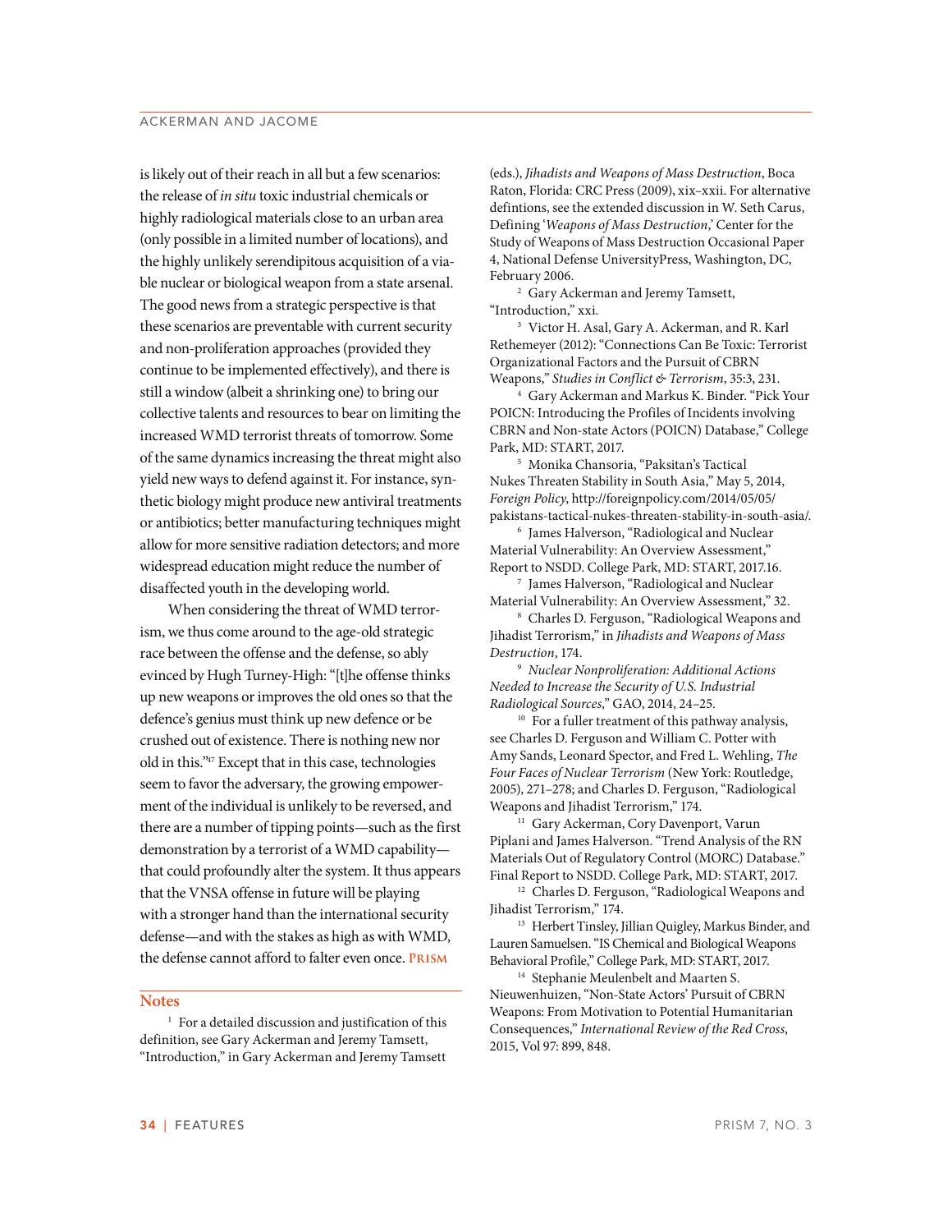is likely out of their reach in all but a few scenarios: the release of *in situ* toxic industrial chemicals or highly radiological materials close to an urban area (only possible in a limited number of locations), and the highly unlikely serendipitous acquisition of a viable nuclear or biological weapon from a state arsenal. The good news from a strategic perspective is that these scenarios are preventable with current security and non-proliferation approaches (provided they continue to be implemented effectively), and there is still a window (albeit a shrinking one) to bring our collective talents and resources to bear on limiting the increased WMD terrorist threats of tomorrow. Some of the same dynamics increasing the threat might also yield new ways to defend against it. For instance, synthetic biology might produce new antiviral treatments or antibiotics; better manufacturing techniques might allow for more sensitive radiation detectors; and more widespread education might reduce the number of disaffected youth in the developing world.

When considering the threat of WMD terrorism, we thus come around to the age-old strategic race between the offense and the defense, so ably evinced by Hugh Turney-High: "[t]he offense thinks up new weapons or improves the old ones so that the defence's genius must think up new defence or be crushed out of existence. There is nothing new nor old in this."[47] Except that in this case, technologies seem to favor the adversary, the growing empowerment of the individual is unlikely to be reversed, and there are a number of tipping points—such as the first demonstration by a terrorist of a WMD capability—that could profoundly alter the system. It thus appears that the VNSA offense in future will be playing with a stronger hand than the international security defense—and with the stakes as high as with WMD, the defense cannot afford to falter even once. PRISM

## Notes

[1] For a detailed discussion and justification of this definition, see Gary Ackerman and Jeremy Tamsett, "Introduction," in Gary Ackerman and Jeremy Tamsett (eds.), *Jihadists and Weapons of Mass Destruction*, Boca Raton, Florida: CRC Press (2009), xix–xxii. For alternative defintions, see the extended discussion in W. Seth Carus, Defining '*Weapons of Mass Destruction*,' Center for the Study of Weapons of Mass Destruction Occasional Paper 4, National Defense UniversityPress, Washington, DC, February 2006.

[2] Gary Ackerman and Jeremy Tamsett, "Introduction," xxi.

[3] Victor H. Asal, Gary A. Ackerman, and R. Karl Rethemeyer (2012): "Connections Can Be Toxic: Terrorist Organizational Factors and the Pursuit of CBRN Weapons," *Studies in Conflict & Terrorism*, 35:3, 231.

[4] Gary Ackerman and Markus K. Binder. "Pick Your POICN: Introducing the Profiles of Incidents involving CBRN and Non-state Actors (POICN) Database," College Park, MD: START, 2017.

[5] Monika Chansoria, "Paksitan's Tactical Nukes Threaten Stability in South Asia," May 5, 2014, *Foreign Policy*, http://foreignpolicy.com/2014/05/05/pakistans-tactical-nukes-threaten-stability-in-south-asia/.

[6] James Halverson, "Radiological and Nuclear Material Vulnerability: An Overview Assessment," Report to NSDD. College Park, MD: START, 2017.16.

[7] James Halverson, "Radiological and Nuclear Material Vulnerability: An Overview Assessment," 32.

[8] Charles D. Ferguson, "Radiological Weapons and Jihadist Terrorism," in *Jihadists and Weapons of Mass Destruction*, 174.

[9] *Nuclear Nonproliferation: Additional Actions Needed to Increase the Security of U.S. Industrial Radiological Sources*," GAO, 2014, 24–25.

[10] For a fuller treatment of this pathway analysis, see Charles D. Ferguson and William C. Potter with Amy Sands, Leonard Spector, and Fred L. Wehling, *The Four Faces of Nuclear Terrorism* (New York: Routledge, 2005), 271–278; and Charles D. Ferguson, "Radiological Weapons and Jihadist Terrorism," 174.

[11] Gary Ackerman, Cory Davenport, Varun Piplani and James Halverson. "Trend Analysis of the RN Materials Out of Regulatory Control (MORC) Database." Final Report to NSDD. College Park, MD: START, 2017.

[12] Charles D. Ferguson, "Radiological Weapons and Jihadist Terrorism," 174.

[13] Herbert Tinsley, Jillian Quigley, Markus Binder, and Lauren Samuelsen. "IS Chemical and Biological Weapons Behavioral Profile," College Park, MD: START, 2017.

[14] Stephanie Meulenbelt and Maarten S. Nieuwenhuizen, "Non-State Actors' Pursuit of CBRN Weapons: From Motivation to Potential Humanitarian Consequences," *International Review of the Red Cross*, 2015, Vol 97: 899, 848.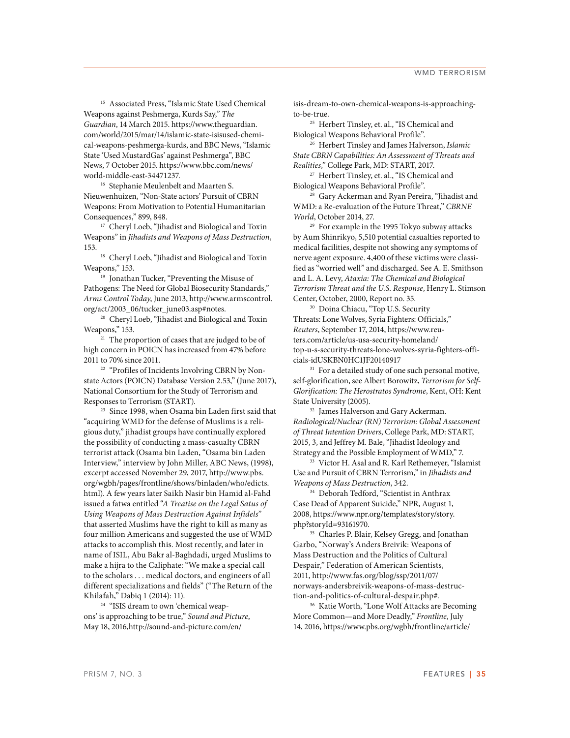[15] Associated Press, "Islamic State Used Chemical Weapons against Peshmerga, Kurds Say," *The Guardian*, 14 March 2015. https://www.theguardian.com/world/2015/mar/14/islamic-state-isisused-chemical-weapons-peshmerga-kurds, and BBC News, "Islamic State 'Used MustardGas' against Peshmerga", BBC News, 7 October 2015. https://www.bbc.com/news/world-middle-east-34471237.

[16] Stephanie Meulenbelt and Maarten S. Nieuwenhuizen, "Non-State actors' Pursuit of CBRN Weapons: From Motivation to Potential Humanitarian Consequences," 899, 848.

[17] Cheryl Loeb, "Jihadist and Biological and Toxin Weapons" in *Jihadists and Weapons of Mass Destruction*, 153.

[18] Cheryl Loeb, "Jihadist and Biological and Toxin Weapons," 153.

[19] Jonathan Tucker, "Preventing the Misuse of Pathogens: The Need for Global Biosecurity Standards," *Arms Control Today*, June 2013, http://www.armscontrol.org/act/2003_06/tucker_june03.asp#notes.

[20] Cheryl Loeb, "Jihadist and Biological and Toxin Weapons," 153.

[21] The proportion of cases that are judged to be of high concern in POICN has increased from 47% before 2011 to 70% since 2011.

[22] "Profiles of Incidents Involving CBRN by Non-state Actors (POICN) Database Version 2.53," (June 2017), National Consortium for the Study of Terrorism and Responses to Terrorism (START).

[23] Since 1998, when Osama bin Laden first said that "acquiring WMD for the defense of Muslims is a religious duty," jihadist groups have continually explored the possibility of conducting a mass-casualty CBRN terrorist attack (Osama bin Laden, "Osama bin Laden Interview," interview by John Miller, ABC News, (1998), excerpt accessed November 29, 2017, http://www.pbs.org/wgbh/pages/frontline/shows/binladen/who/edicts.html). A few years later Saikh Nasir bin Hamid al-Fahd issued a fatwa entitled "*A Treatise on the Legal Satus of Using Weapons of Mass Destruction Against Infidels*" that asserted Muslims have the right to kill as many as four million Americans and suggested the use of WMD attacks to accomplish this. Most recently, and later in name of ISIL, Abu Bakr al-Baghdadi, urged Muslims to make a hijra to the Caliphate: "We make a special call to the scholars . . . medical doctors, and engineers of all different specializations and fields" ("The Return of the Khilafah," Dabiq 1 (2014): 11).

[24] "ISIS dream to own 'chemical weapons' is approaching to be true," *Sound and Picture*, May 18, 2016,http://sound-and-picture.com/en/isis-dream-to-own-chemical-weapons-is-approaching-to-be-true.

[25] Herbert Tinsley, et. al., "IS Chemical and Biological Weapons Behavioral Profile".

[26] Herbert Tinsley and James Halverson, *Islamic State CBRN Capabilities: An Assessment of Threats and Realities*," College Park, MD: START, 2017.

[27] Herbert Tinsley, et. al., "IS Chemical and Biological Weapons Behavioral Profile".

[28] Gary Ackerman and Ryan Pereira, "Jihadist and WMD: a Re-evaluation of the Future Threat," *CBRNE World*, October 2014, 27.

[29] For example in the 1995 Tokyo subway attacks by Aum Shinrikyo, 5,510 potential casualties reported to medical facilities, despite not showing any symptoms of nerve agent exposure. 4,400 of these victims were classified as "worried well" and discharged. See A. E. Smithson and L. A. Levy, *Ataxia: The Chemical and Biological Terrorism Threat and the U.S. Response*, Henry L. Stimson Center, October, 2000, Report no. 35.

[30] Doina Chiacu, "Top U.S. Security Threats: Lone Wolves, Syria Fighters: Officials," *Reuters*, September 17, 2014, https://www.reuters.com/article/us-usa-security-homeland/top-u-s-security-threats-lone-wolves-syria-fighters-officials-idUSKBN0HC1JF20140917

[31] For a detailed study of one such personal motive, self-glorification, see Albert Borowitz, *Terrorism for Self-Glorification: The Herostratos Syndrome*, Kent, OH: Kent State University (2005).

[32] James Halverson and Gary Ackerman. *Radiological/Nuclear (RN) Terrorism: Global Assessment of Threat Intention Drivers*, College Park, MD: START, 2015, 3, and Jeffrey M. Bale, "Jihadist Ideology and Strategy and the Possible Employment of WMD," 7.

[33] Victor H. Asal and R. Karl Rethemeyer, "Islamist Use and Pursuit of CBRN Terrorism," in *Jihadists and Weapons of Mass Destruction*, 342.

[34] Deborah Tedford, "Scientist in Anthrax Case Dead of Apparent Suicide," NPR, August 1, 2008, https://www.npr.org/templates/story/story.php?storyId=93161970.

[35] Charles P. Blair, Kelsey Gregg, and Jonathan Garbo, "Norway's Anders Breivik: Weapons of Mass Destruction and the Politics of Cultural Despair," Federation of American Scientists, 2011, http://www.fas.org/blog/ssp/2011/07/norways-andersbreivik-weapons-of-mass-destruction-and-politics-of-cultural-despair.php#.

[36] Katie Worth, "Lone Wolf Attacks are Becoming More Common—and More Deadly," *Frontline*, July 14, 2016, https://www.pbs.org/wgbh/frontline/article/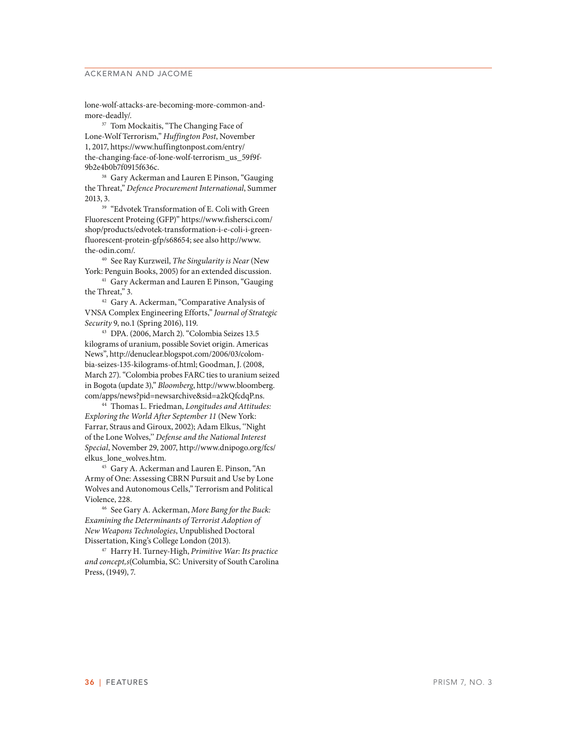lone-wolf-attacks-are-becoming-more-common-and-more-deadly/.

[37] Tom Mockaitis, "The Changing Face of Lone-Wolf Terrorism," *Huffington Post*, November 1, 2017, https://www.huffingtonpost.com/entry/the-changing-face-of-lone-wolf-terrorism_us_59f9f-9b2e4b0b7f0915f636c.

[38] Gary Ackerman and Lauren E Pinson, "Gauging the Threat," *Defence Procurement International*, Summer 2013, 3.

[39] "Edvotek Transformation of E. Coli with Green Fluorescent Proteing (GFP)" https://www.fishersci.com/shop/products/edvotek-transformation-i-e-coli-i-green-fluorescent-protein-gfp/s68654; see also http://www.the-odin.com/.

[40] See Ray Kurzweil, *The Singularity is Near* (New York: Penguin Books, 2005) for an extended discussion.

[41] Gary Ackerman and Lauren E Pinson, "Gauging the Threat," 3.

[42] Gary A. Ackerman, "Comparative Analysis of VNSA Complex Engineering Efforts," *Journal of Strategic Security* 9, no.1 (Spring 2016), 119.

[43] DPA. (2006, March 2). "Colombia Seizes 13.5 kilograms of uranium, possible Soviet origin. Americas News", http://denuclear.blogspot.com/2006/03/colombia-seizes-135-kilograms-of.html; Goodman, J. (2008, March 27). "Colombia probes FARC ties to uranium seized in Bogota (update 3)," *Bloomberg*, http://www.bloomberg.com/apps/news?pid=newsarchive&sid=a2kQfcdqP.ns.

[44] Thomas L. Friedman, *Longitudes and Attitudes: Exploring the World After September 11* (New York: Farrar, Straus and Giroux, 2002); Adam Elkus, "Night of the Lone Wolves," *Defense and the National Interest Special*, November 29, 2007, http://www.dnipogo.org/fcs/elkus_lone_wolves.htm.

[45] Gary A. Ackerman and Lauren E. Pinson, "An Army of One: Assessing CBRN Pursuit and Use by Lone Wolves and Autonomous Cells," Terrorism and Political Violence, 228.

[46] See Gary A. Ackerman, *More Bang for the Buck: Examining the Determinants of Terrorist Adoption of New Weapons Technologies*, Unpublished Doctoral Dissertation, King's College London (2013).

[47] Harry H. Turney-High, *Primitive War: Its practice and concept,s*(Columbia, SC: University of South Carolina Press, (1949), 7.